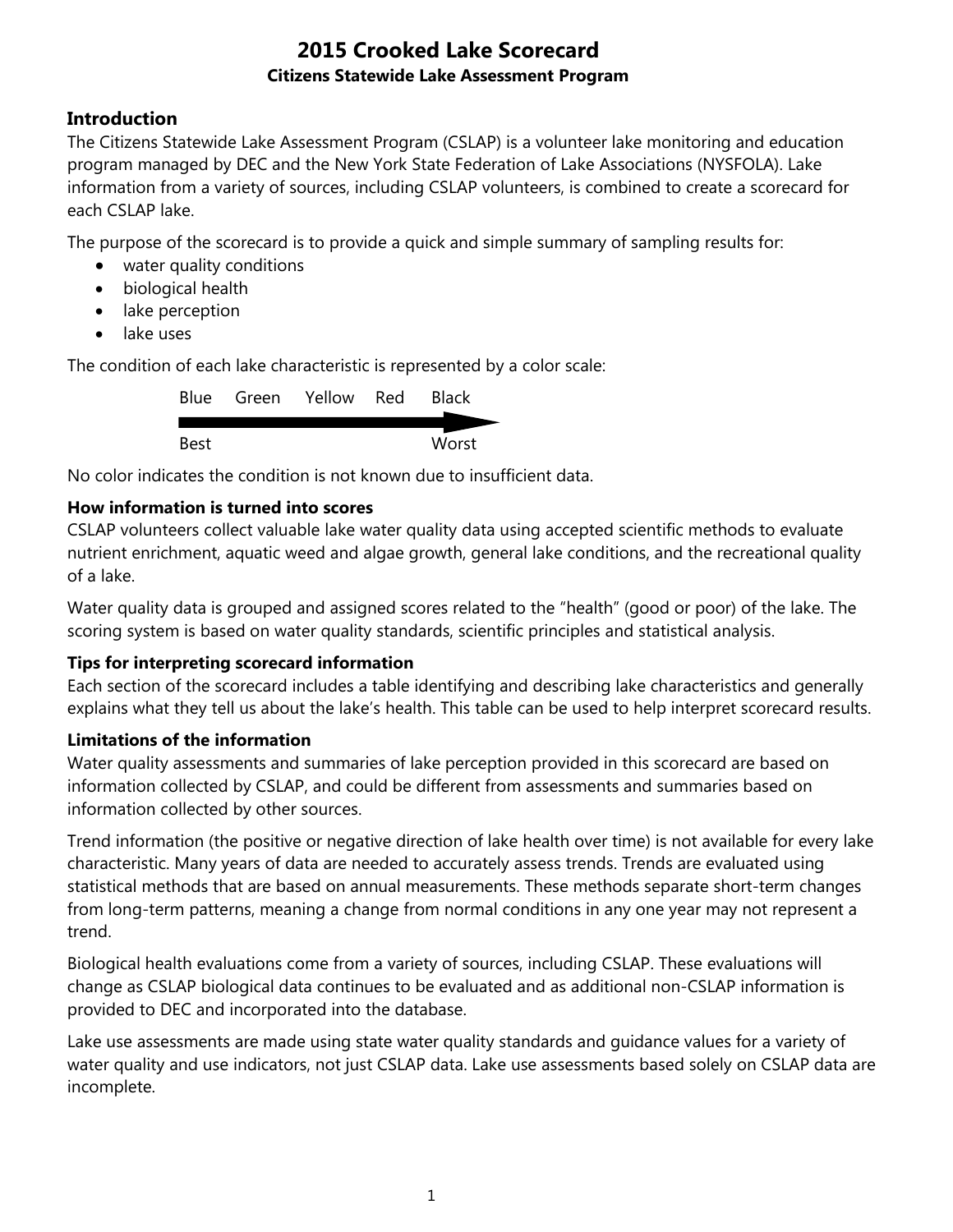# 2015 Crooked Lake Scorecard

**Citizens Statewide Lake Assessment Program**

## Introduction

The Citizens Statewide Lake Assessment Program (CSLAP) is a volunteer lake monitoring and education program managed by DEC and the New York State Federation of Lake Associations (NYSFOLA). Lake information from a variety of sources, including CSLAP volunteers, is combined to create a scorecard for each CSLAP lake.

The purpose of the scorecard is to provide a quick and simple summary of sampling results for:

- water quality conditions
- biological health
- lake perception
- lake uses

The condition of each lake characteristic is represented by a color scale:

Blue Green Yellow Red Black

Best → Worst

No color indicates the condition is not known due to insufficient data.

### How information is turned into scores

CSLAP volunteers collect valuable lake water quality data using accepted scientific methods to evaluate nutrient enrichment, aquatic weed and algae growth, general lake conditions, and the recreational quality of a lake.

Water quality data is grouped and assigned scores related to the "health" (good or poor) of the lake. The scoring system is based on water quality standards, scientific principles and statistical analysis.

### Tips for interpreting scorecard information

Each section of the scorecard includes a table identifying and describing lake characteristics and generally explains what they tell us about the lake's health. This table can be used to help interpret scorecard results.

### Limitations of the information

Water quality assessments and summaries of lake perception provided in this scorecard are based on information collected by CSLAP, and could be different from assessments and summaries based on information collected by other sources.

Trend information (the positive or negative direction of lake health over time) is not available for every lake characteristic. Many years of data are needed to accurately assess trends. Trends are evaluated using statistical methods that are based on annual measurements. These methods separate short-term changes from long-term patterns, meaning a change from normal conditions in any one year may not represent a trend.

Biological health evaluations come from a variety of sources, including CSLAP. These evaluations will change as CSLAP biological data continues to be evaluated and as additional non-CSLAP information is provided to DEC and incorporated into the database.

Lake use assessments are made using state water quality standards and guidance values for a variety of water quality and use indicators, not just CSLAP data. Lake use assessments based solely on CSLAP data are incomplete.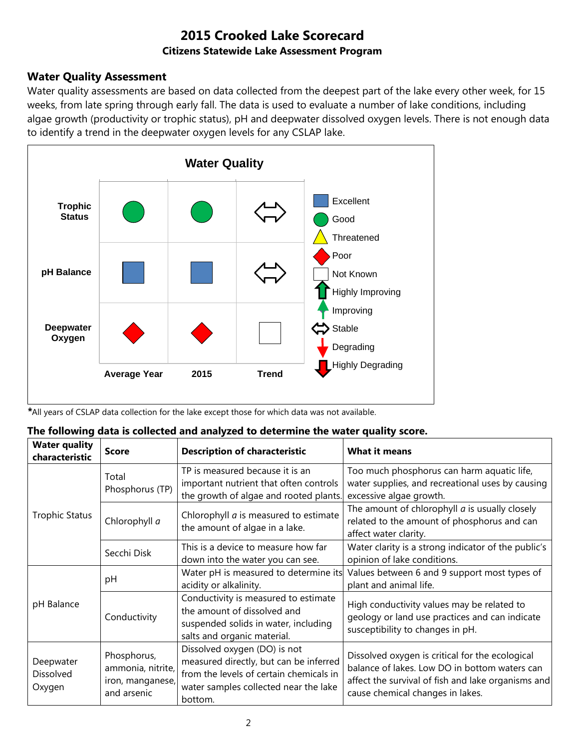# 2015 Crooked Lake Scorecard

### Citizens Statewide Lake Assessment Program

## Water Quality Assessment

Water quality assessments are based on data collected from the deepest part of the lake every other week, for 15 weeks, from late spring through early fall. The data is used to evaluate a number of lake conditions, including algae growth (productivity or trophic status), pH and deepwater dissolved oxygen levels. There is not enough data to identify a trend in the deepwater oxygen levels for any CSLAP lake.

**Water Quality**

| | Average Year | 2015 | Trend |
|---|---|---|---|
| **Trophic Status** | Good | Good | Stable |
| **pH Balance** | Excellent | Excellent | Stable |
| **Deepwater Oxygen** | Poor | Poor | Not Known |

Legend: Excellent; Good; Threatened; Poor; Not Known; Highly Improving; Improving; Stable; Degrading; Highly Degrading

***All years of CSLAP data collection for the lake except those for which data was not available.**

**The following data is collected and analyzed to determine the water quality score.**

| Water quality characteristic | Score | Description of characteristic | What it means |
|---|---|---|---|
| Trophic Status | Total Phosphorus (TP) | TP is measured because it is an important nutrient that often controls the growth of algae and rooted plants. | Too much phosphorus can harm aquatic life, water supplies, and recreational uses by causing excessive algae growth. |
| | Chlorophyll *a* | Chlorophyll *a* is measured to estimate the amount of algae in a lake. | The amount of chlorophyll *a* is usually closely related to the amount of phosphorus and can affect water clarity. |
| | Secchi Disk | This is a device to measure how far down into the water you can see. | Water clarity is a strong indicator of the public's opinion of lake conditions. |
| pH Balance | pH | Water pH is measured to determine its acidity or alkalinity. | Values between 6 and 9 support most types of plant and animal life. |
| | Conductivity | Conductivity is measured to estimate the amount of dissolved and suspended solids in water, including salts and organic material. | High conductivity values may be related to geology or land use practices and can indicate susceptibility to changes in pH. |
| Deepwater Dissolved Oxygen | Phosphorus, ammonia, nitrite, iron, manganese, and arsenic | Dissolved oxygen (DO) is not measured directly, but can be inferred from the levels of certain chemicals in water samples collected near the lake bottom. | Dissolved oxygen is critical for the ecological balance of lakes. Low DO in bottom waters can affect the survival of fish and lake organisms and cause chemical changes in lakes. |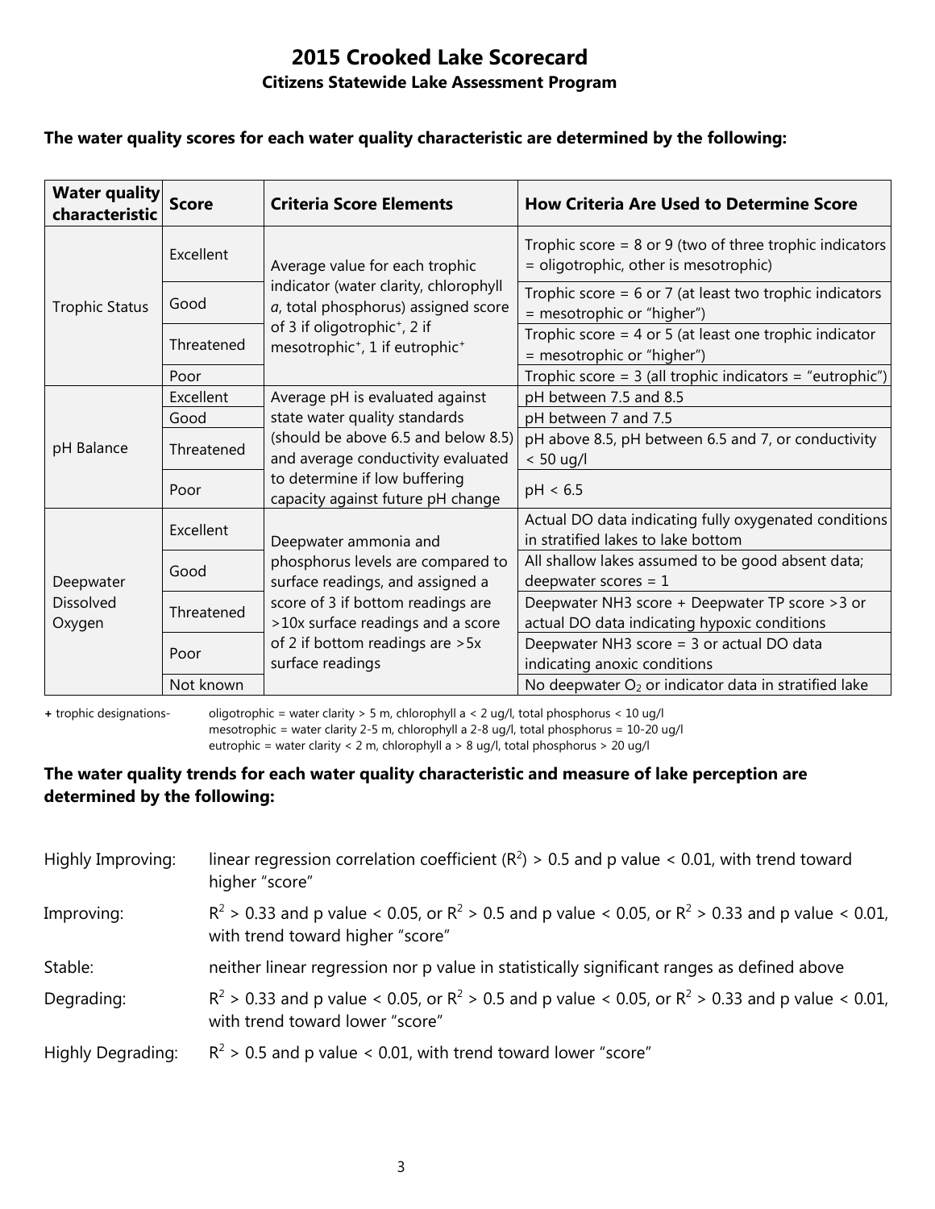# 2015 Crooked Lake Scorecard

## Citizens Statewide Lake Assessment Program

**The water quality scores for each water quality characteristic are determined by the following:**

| Water quality characteristic | Score | Criteria Score Elements | How Criteria Are Used to Determine Score |
|---|---|---|---|
| Trophic Status | Excellent | Average value for each trophic indicator (water clarity, chlorophyll *a*, total phosphorus) assigned score of 3 if oligotrophic+, 2 if mesotrophic+, 1 if eutrophic+ | Trophic score = 8 or 9 (two of three trophic indicators = oligotrophic, other is mesotrophic) |
| | Good | | Trophic score = 6 or 7 (at least two trophic indicators = mesotrophic or "higher") |
| | Threatened | | Trophic score = 4 or 5 (at least one trophic indicator = mesotrophic or "higher") |
| | Poor | | Trophic score = 3 (all trophic indicators = "eutrophic") |
| pH Balance | Excellent | Average pH is evaluated against state water quality standards (should be above 6.5 and below 8.5) and average conductivity evaluated to determine if low buffering capacity against future pH change | pH between 7.5 and 8.5 |
| | Good | | pH between 7 and 7.5 |
| | Threatened | | pH above 8.5, pH between 6.5 and 7, or conductivity < 50 ug/l |
| | Poor | | pH < 6.5 |
| Deepwater Dissolved Oxygen | Excellent | Deepwater ammonia and phosphorus levels are compared to surface readings, and assigned a score of 3 if bottom readings are >10x surface readings and a score of 2 if bottom readings are >5x surface readings | Actual DO data indicating fully oxygenated conditions in stratified lakes to lake bottom |
| | Good | | All shallow lakes assumed to be good absent data; deepwater scores = 1 |
| | Threatened | | Deepwater $NH_3$ score + Deepwater TP score >3 or actual DO data indicating hypoxic conditions |
| | Poor | | Deepwater $NH_3$ score = 3 or actual DO data indicating anoxic conditions |
| | Not known | | No deepwater $O_2$ or indicator data in stratified lake |

**+** trophic designations- oligotrophic = water clarity > 5 m, chlorophyll a < 2 ug/l, total phosphorus < 10 ug/l
mesotrophic = water clarity 2-5 m, chlorophyll a 2-8 ug/l, total phosphorus = 10-20 ug/l
eutrophic = water clarity < 2 m, chlorophyll a > 8 ug/l, total phosphorus > 20 ug/l

**The water quality trends for each water quality characteristic and measure of lake perception are determined by the following:**

Highly Improving: linear regression correlation coefficient ($R^2$) > 0.5 and p value < 0.01, with trend toward higher "score"

Improving: $R^2 > 0.33$ and p value < 0.05, or $R^2 > 0.5$ and p value < 0.05, or $R^2 > 0.33$ and p value < 0.01, with trend toward higher "score"

Stable: neither linear regression nor p value in statistically significant ranges as defined above

Degrading: $R^2 > 0.33$ and p value < 0.05, or $R^2 > 0.5$ and p value < 0.05, or $R^2 > 0.33$ and p value < 0.01, with trend toward lower "score"

Highly Degrading: $R^2 > 0.5$ and p value < 0.01, with trend toward lower "score"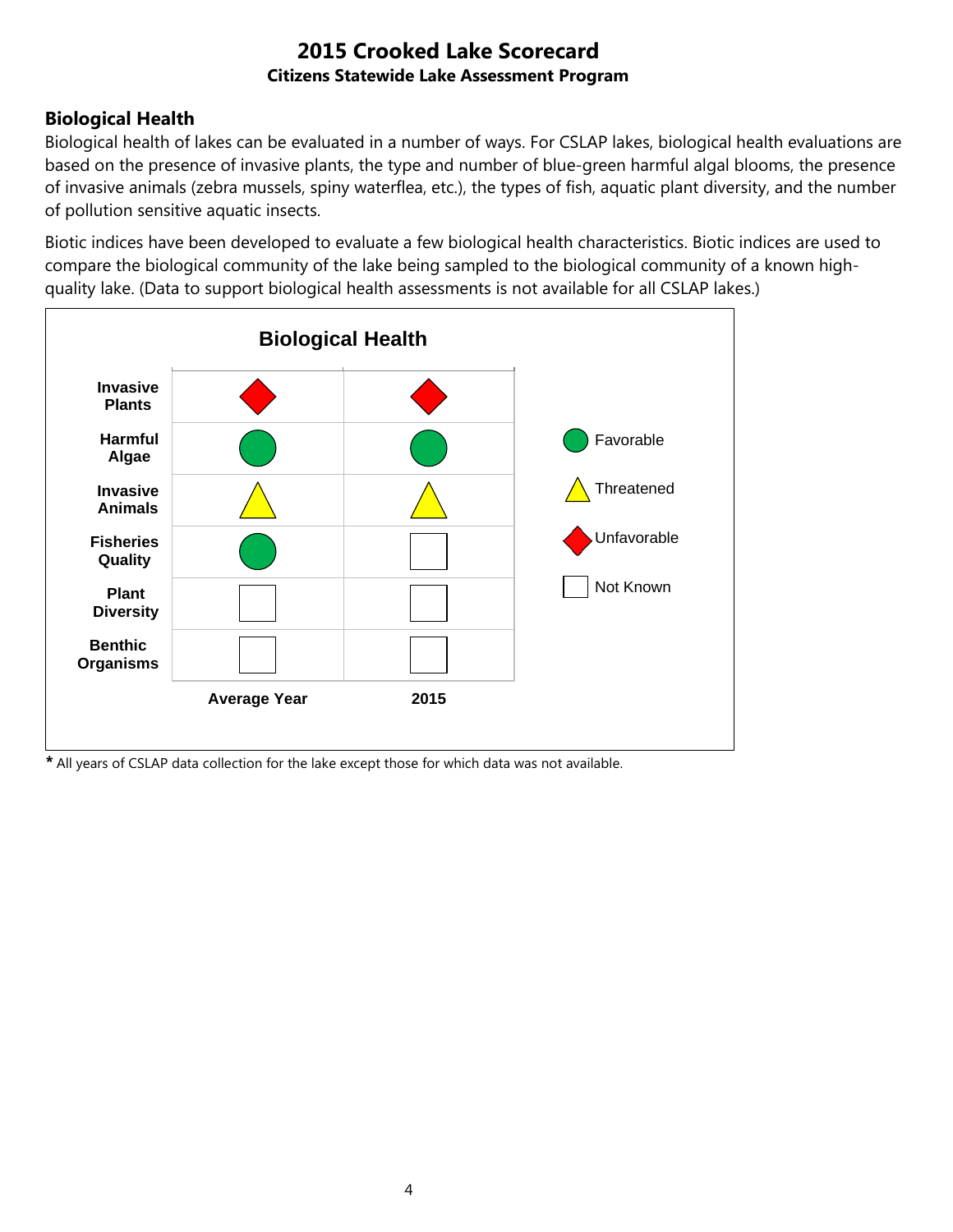# 2015 Crooked Lake Scorecard

**Citizens Statewide Lake Assessment Program**

## Biological Health

Biological health of lakes can be evaluated in a number of ways. For CSLAP lakes, biological health evaluations are based on the presence of invasive plants, the type and number of blue-green harmful algal blooms, the presence of invasive animals (zebra mussels, spiny waterflea, etc.), the types of fish, aquatic plant diversity, and the number of pollution sensitive aquatic insects.

Biotic indices have been developed to evaluate a few biological health characteristics. Biotic indices are used to compare the biological community of the lake being sampled to the biological community of a known high-quality lake. (Data to support biological health assessments is not available for all CSLAP lakes.)

**Biological Health**

| | Average Year | 2015 |
|---|---|---|
| **Invasive Plants** | Unfavorable | Unfavorable |
| **Harmful Algae** | Favorable | Favorable |
| **Invasive Animals** | Threatened | Threatened |
| **Fisheries Quality** | Favorable | Not Known |
| **Plant Diversity** | Not Known | Not Known |
| **Benthic Organisms** | Not Known | Not Known |

Legend: Favorable (green circle); Threatened (yellow triangle); Unfavorable (red diamond); Not Known (empty square)

**\*** All years of CSLAP data collection for the lake except those for which data was not available.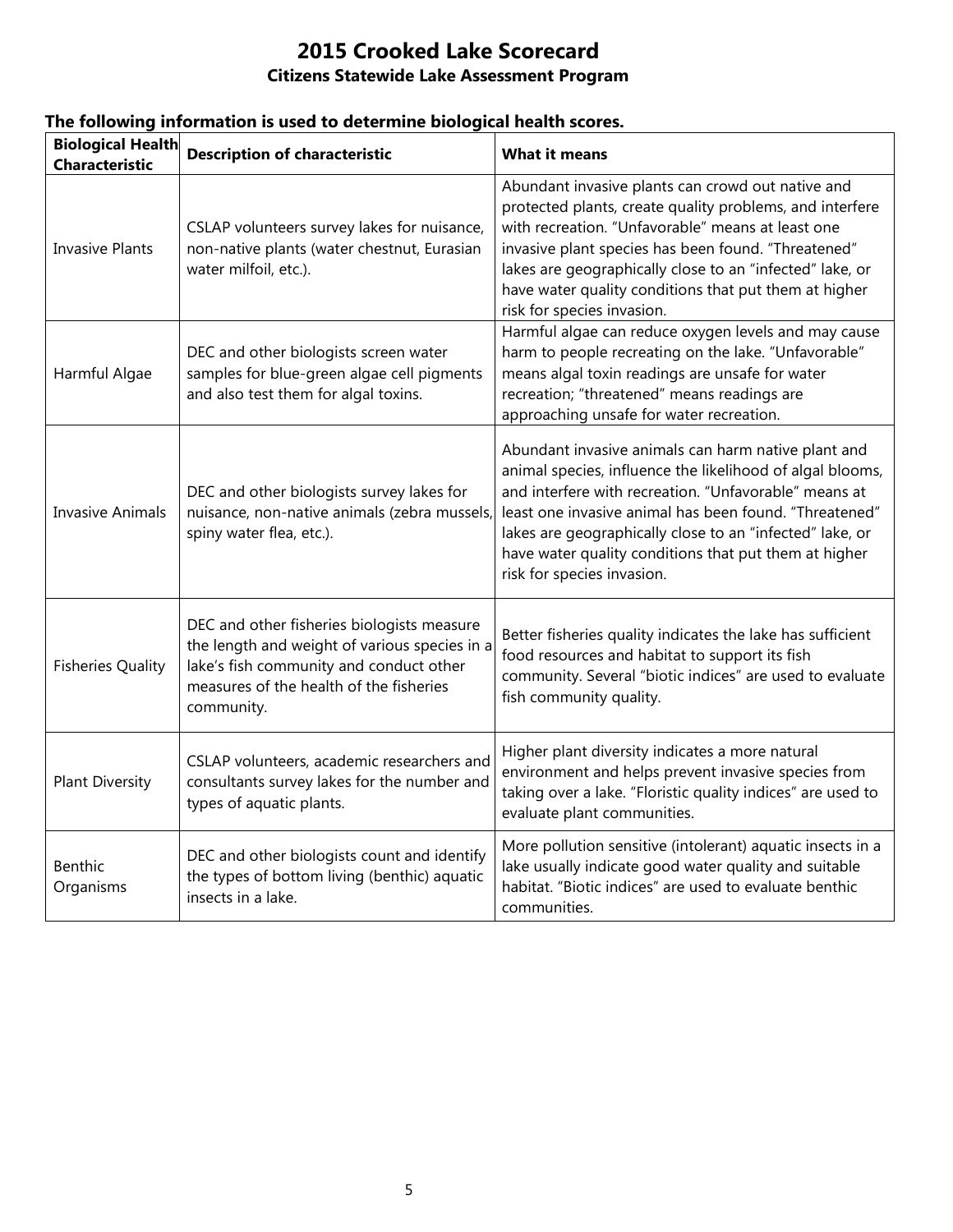# 2015 Crooked Lake Scorecard

## Citizens Statewide Lake Assessment Program

### The following information is used to determine biological health scores.

| Biological Health Characteristic | Description of characteristic | What it means |
|---|---|---|
| Invasive Plants | CSLAP volunteers survey lakes for nuisance, non-native plants (water chestnut, Eurasian water milfoil, etc.). | Abundant invasive plants can crowd out native and protected plants, create quality problems, and interfere with recreation. "Unfavorable" means at least one invasive plant species has been found. "Threatened" lakes are geographically close to an "infected" lake, or have water quality conditions that put them at higher risk for species invasion. |
| Harmful Algae | DEC and other biologists screen water samples for blue-green algae cell pigments and also test them for algal toxins. | Harmful algae can reduce oxygen levels and may cause harm to people recreating on the lake. "Unfavorable" means algal toxin readings are unsafe for water recreation; "threatened" means readings are approaching unsafe for water recreation. |
| Invasive Animals | DEC and other biologists survey lakes for nuisance, non-native animals (zebra mussels, spiny water flea, etc.). | Abundant invasive animals can harm native plant and animal species, influence the likelihood of algal blooms, and interfere with recreation. "Unfavorable" means at least one invasive animal has been found. "Threatened" lakes are geographically close to an "infected" lake, or have water quality conditions that put them at higher risk for species invasion. |
| Fisheries Quality | DEC and other fisheries biologists measure the length and weight of various species in a lake's fish community and conduct other measures of the health of the fisheries community. | Better fisheries quality indicates the lake has sufficient food resources and habitat to support its fish community. Several "biotic indices" are used to evaluate fish community quality. |
| Plant Diversity | CSLAP volunteers, academic researchers and consultants survey lakes for the number and types of aquatic plants. | Higher plant diversity indicates a more natural environment and helps prevent invasive species from taking over a lake. "Floristic quality indices" are used to evaluate plant communities. |
| Benthic Organisms | DEC and other biologists count and identify the types of bottom living (benthic) aquatic insects in a lake. | More pollution sensitive (intolerant) aquatic insects in a lake usually indicate good water quality and suitable habitat. "Biotic indices" are used to evaluate benthic communities. |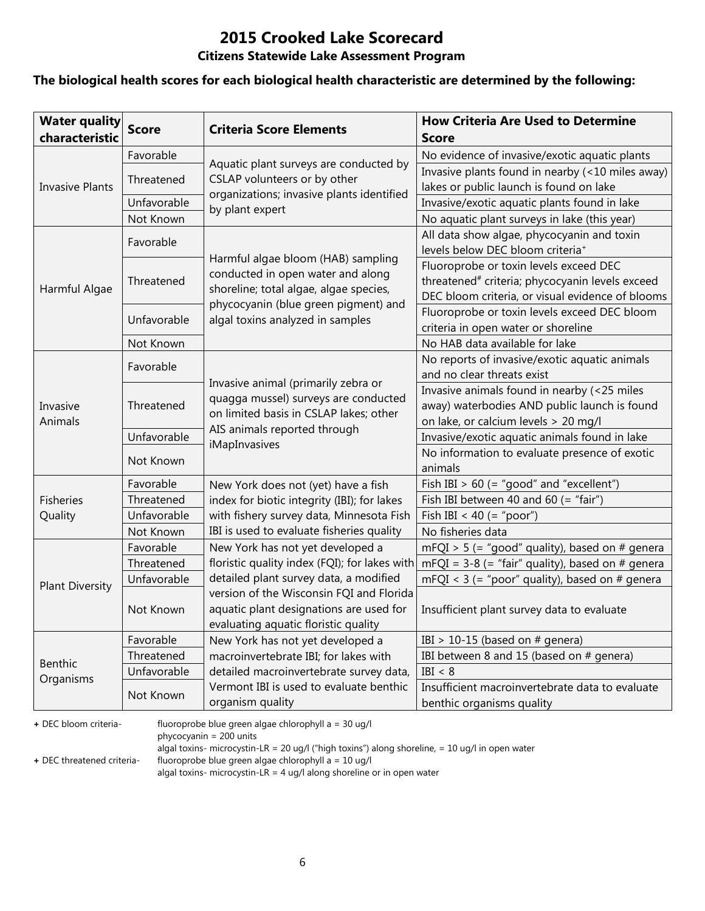# 2015 Crooked Lake Scorecard

## Citizens Statewide Lake Assessment Program

**The biological health scores for each biological health characteristic are determined by the following:**

| Water quality characteristic | Score | Criteria Score Elements | How Criteria Are Used to Determine Score |
|---|---|---|---|
| Invasive Plants | Favorable | Aquatic plant surveys are conducted by CSLAP volunteers or by other organizations; invasive plants identified by plant expert | No evidence of invasive/exotic aquatic plants |
| | Threatened | | Invasive plants found in nearby (<10 miles away) lakes or public launch is found on lake |
| | Unfavorable | | Invasive/exotic aquatic plants found in lake |
| | Not Known | | No aquatic plant surveys in lake (this year) |
| Harmful Algae | Favorable | Harmful algae bloom (HAB) sampling conducted in open water and along shoreline; total algae, algae species, phycocyanin (blue green pigment) and algal toxins analyzed in samples | All data show algae, phycocyanin and toxin levels below DEC bloom criteria+ |
| | Threatened | | Fluoroprobe or toxin levels exceed DEC threatened# criteria; phycocyanin levels exceed DEC bloom criteria, or visual evidence of blooms |
| | Unfavorable | | Fluoroprobe or toxin levels exceed DEC bloom criteria in open water or shoreline |
| | Not Known | | No HAB data available for lake |
| Invasive Animals | Favorable | Invasive animal (primarily zebra or quagga mussel) surveys are conducted on limited basis in CSLAP lakes; other AIS animals reported through iMapInvasives | No reports of invasive/exotic aquatic animals and no clear threats exist |
| | Threatened | | Invasive animals found in nearby (<25 miles away) waterbodies AND public launch is found on lake, or calcium levels > 20 mg/l |
| | Unfavorable | | Invasive/exotic aquatic animals found in lake |
| | Not Known | | No information to evaluate presence of exotic animals |
| Fisheries Quality | Favorable | New York does not (yet) have a fish index for biotic integrity (IBI); for lakes with fishery survey data, Minnesota Fish IBI is used to evaluate fisheries quality | Fish IBI > 60 (= "good" and "excellent") |
| | Threatened | | Fish IBI between 40 and 60 (= "fair") |
| | Unfavorable | | Fish IBI < 40 (= "poor") |
| | Not Known | | No fisheries data |
| Plant Diversity | Favorable | New York has not yet developed a floristic quality index (FQI); for lakes with detailed plant survey data, a modified version of the Wisconsin FQI and Florida aquatic plant designations are used for evaluating aquatic floristic quality | mFQI > 5 (= "good" quality), based on # genera |
| | Threatened | | mFQI = 3-8 (= "fair" quality), based on # genera |
| | Unfavorable | | mFQI < 3 (= "poor" quality), based on # genera |
| | Not Known | | Insufficient plant survey data to evaluate |
| Benthic Organisms | Favorable | New York has not yet developed a macroinvertebrate IBI; for lakes with detailed macroinvertebrate survey data, Vermont IBI is used to evaluate benthic organism quality | IBI > 10-15 (based on # genera) |
| | Threatened | | IBI between 8 and 15 (based on # genera) |
| | Unfavorable | | IBI < 8 |
| | Not Known | | Insufficient macroinvertebrate data to evaluate benthic organisms quality |

+ DEC bloom criteria- fluoroprobe blue green algae chlorophyll a = 30 ug/l
phycocyanin = 200 units
algal toxins- microcystin-LR = 20 ug/l ("high toxins") along shoreline, = 10 ug/l in open water

+ DEC threatened criteria- fluoroprobe blue green algae chlorophyll a = 10 ug/l
algal toxins- microcystin-LR = 4 ug/l along shoreline or in open water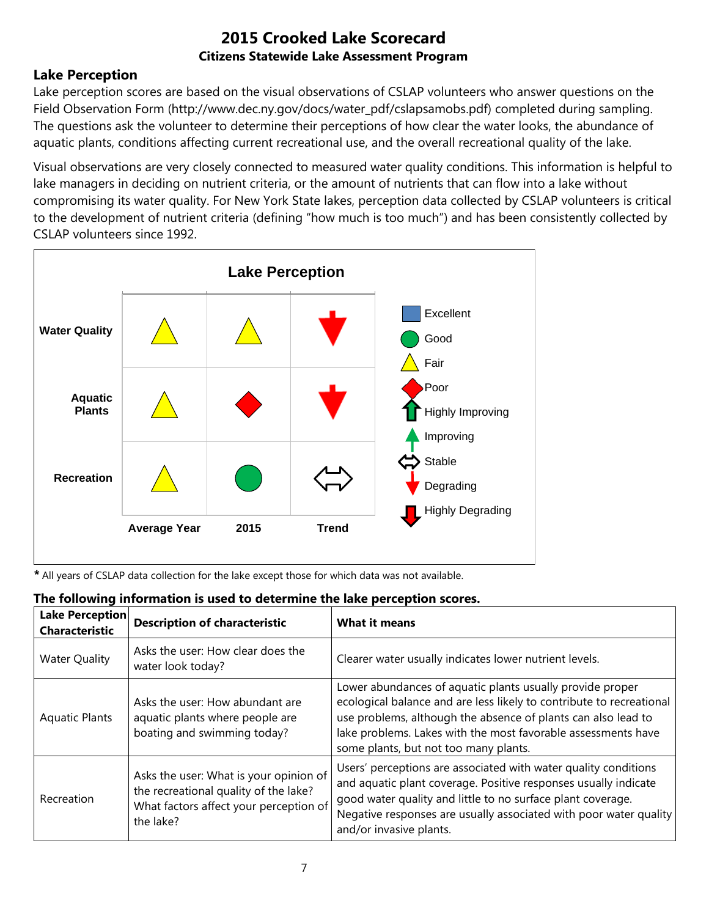# 2015 Crooked Lake Scorecard

### Citizens Statewide Lake Assessment Program

## Lake Perception

Lake perception scores are based on the visual observations of CSLAP volunteers who answer questions on the Field Observation Form (http://www.dec.ny.gov/docs/water_pdf/cslapsamobs.pdf) completed during sampling. The questions ask the volunteer to determine their perceptions of how clear the water looks, the abundance of aquatic plants, conditions affecting current recreational use, and the overall recreational quality of the lake.

Visual observations are very closely connected to measured water quality conditions. This information is helpful to lake managers in deciding on nutrient criteria, or the amount of nutrients that can flow into a lake without compromising its water quality. For New York State lakes, perception data collected by CSLAP volunteers is critical to the development of nutrient criteria (defining "how much is too much") and has been consistently collected by CSLAP volunteers since 1992.

**Lake Perception**

| | Average Year | 2015 | Trend |
|---|---|---|---|
| Water Quality | Fair | Fair | Degrading |
| Aquatic Plants | Fair | Poor | Degrading |
| Recreation | Fair | Good | Stable |

Legend: Excellent, Good, Fair, Poor, Highly Improving, Improving, Stable, Degrading, Highly Degrading

* All years of CSLAP data collection for the lake except those for which data was not available.

**The following information is used to determine the lake perception scores.**

| Lake Perception Characteristic | Description of characteristic | What it means |
|---|---|---|
| Water Quality | Asks the user: How clear does the water look today? | Clearer water usually indicates lower nutrient levels. |
| Aquatic Plants | Asks the user: How abundant are aquatic plants where people are boating and swimming today? | Lower abundances of aquatic plants usually provide proper ecological balance and are less likely to contribute to recreational use problems, although the absence of plants can also lead to lake problems. Lakes with the most favorable assessments have some plants, but not too many plants. |
| Recreation | Asks the user: What is your opinion of the recreational quality of the lake? What factors affect your perception of the lake? | Users' perceptions are associated with water quality conditions and aquatic plant coverage. Positive responses usually indicate good water quality and little to no surface plant coverage. Negative responses are usually associated with poor water quality and/or invasive plants. |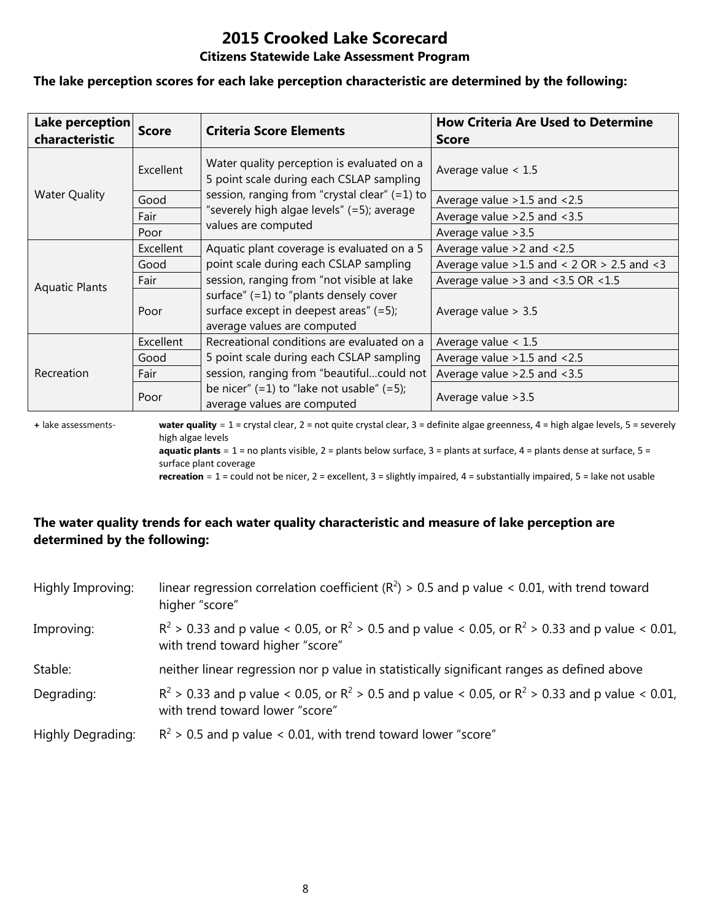# 2015 Crooked Lake Scorecard

## Citizens Statewide Lake Assessment Program

**The lake perception scores for each lake perception characteristic are determined by the following:**

| Lake perception characteristic | Score | Criteria Score Elements | How Criteria Are Used to Determine Score |
|---|---|---|---|
| Water Quality | Excellent | Water quality perception is evaluated on a 5 point scale during each CSLAP sampling session, ranging from "crystal clear" (=1) to "severely high algae levels" (=5); average values are computed | Average value < 1.5 |
| | Good | | Average value >1.5 and <2.5 |
| | Fair | | Average value >2.5 and <3.5 |
| | Poor | | Average value >3.5 |
| Aquatic Plants | Excellent | Aquatic plant coverage is evaluated on a 5 point scale during each CSLAP sampling session, ranging from "not visible at lake surface" (=1) to "plants densely cover surface except in deepest areas" (=5); average values are computed | Average value >2 and <2.5 |
| | Good | | Average value >1.5 and < 2 OR > 2.5 and <3 |
| | Fair | | Average value >3 and <3.5 OR <1.5 |
| | Poor | | Average value > 3.5 |
| Recreation | Excellent | Recreational conditions are evaluated on a 5 point scale during each CSLAP sampling session, ranging from "beautiful…could not be nicer" (=1) to "lake not usable" (=5); average values are computed | Average value < 1.5 |
| | Good | | Average value >1.5 and <2.5 |
| | Fair | | Average value >2.5 and <3.5 |
| | Poor | | Average value >3.5 |

+ lake assessments- **water quality** = 1 = crystal clear, 2 = not quite crystal clear, 3 = definite algae greenness, 4 = high algae levels, 5 = severely high algae levels
**aquatic plants** = 1 = no plants visible, 2 = plants below surface, 3 = plants at surface, 4 = plants dense at surface, 5 = surface plant coverage
**recreation** = 1 = could not be nicer, 2 = excellent, 3 = slightly impaired, 4 = substantially impaired, 5 = lake not usable

**The water quality trends for each water quality characteristic and measure of lake perception are determined by the following:**

Highly Improving: linear regression correlation coefficient ($R^2$) > 0.5 and p value < 0.01, with trend toward higher "score"

Improving: $R^2$ > 0.33 and p value < 0.05, or $R^2$ > 0.5 and p value < 0.05, or $R^2$ > 0.33 and p value < 0.01, with trend toward higher "score"

Stable: neither linear regression nor p value in statistically significant ranges as defined above

Degrading: $R^2$ > 0.33 and p value < 0.05, or $R^2$ > 0.5 and p value < 0.05, or $R^2$ > 0.33 and p value < 0.01, with trend toward lower "score"

Highly Degrading: $R^2$ > 0.5 and p value < 0.01, with trend toward lower "score"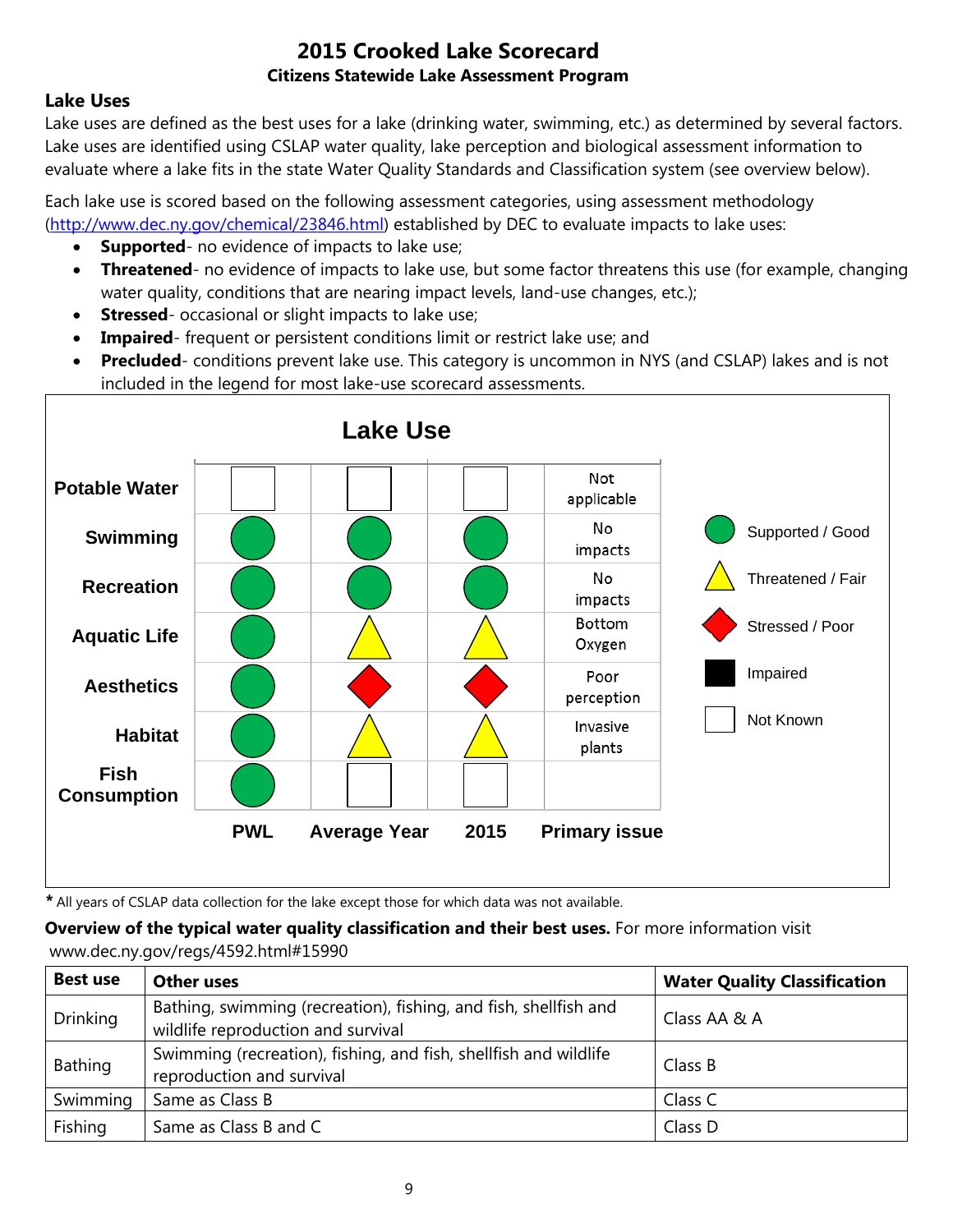# 2015 Crooked Lake Scorecard

### Citizens Statewide Lake Assessment Program

### Lake Uses

Lake uses are defined as the best uses for a lake (drinking water, swimming, etc.) as determined by several factors. Lake uses are identified using CSLAP water quality, lake perception and biological assessment information to evaluate where a lake fits in the state Water Quality Standards and Classification system (see overview below).

Each lake use is scored based on the following assessment categories, using assessment methodology (http://www.dec.ny.gov/chemical/23846.html) established by DEC to evaluate impacts to lake uses:

- **Supported**- no evidence of impacts to lake use;
- **Threatened**- no evidence of impacts to lake use, but some factor threatens this use (for example, changing water quality, conditions that are nearing impact levels, land-use changes, etc.);
- **Stressed**- occasional or slight impacts to lake use;
- **Impaired**- frequent or persistent conditions limit or restrict lake use; and
- **Precluded**- conditions prevent lake use. This category is uncommon in NYS (and CSLAP) lakes and is not included in the legend for most lake-use scorecard assessments.

**Lake Use**

| | PWL | Average Year | 2015 | Primary issue |
|---|---|---|---|---|
| Potable Water | Not Known | Not Known | Not Known | Not applicable |
| Swimming | Supported / Good | Supported / Good | Supported / Good | No impacts |
| Recreation | Supported / Good | Supported / Good | Supported / Good | No impacts |
| Aquatic Life | Supported / Good | Threatened / Fair | Threatened / Fair | Bottom Oxygen |
| Aesthetics | Supported / Good | Stressed / Poor | Stressed / Poor | Poor perception |
| Habitat | Supported / Good | Threatened / Fair | Threatened / Fair | Invasive plants |
| Fish Consumption | Supported / Good | Not Known | Not Known | |

Legend: Supported / Good; Threatened / Fair; Stressed / Poor; Impaired; Not Known

* All years of CSLAP data collection for the lake except those for which data was not available.

**Overview of the typical water quality classification and their best uses.** For more information visit www.dec.ny.gov/regs/4592.html#15990

| Best use | Other uses | Water Quality Classification |
|---|---|---|
| Drinking | Bathing, swimming (recreation), fishing, and fish, shellfish and wildlife reproduction and survival | Class AA & A |
| Bathing | Swimming (recreation), fishing, and fish, shellfish and wildlife reproduction and survival | Class B |
| Swimming | Same as Class B | Class C |
| Fishing | Same as Class B and C | Class D |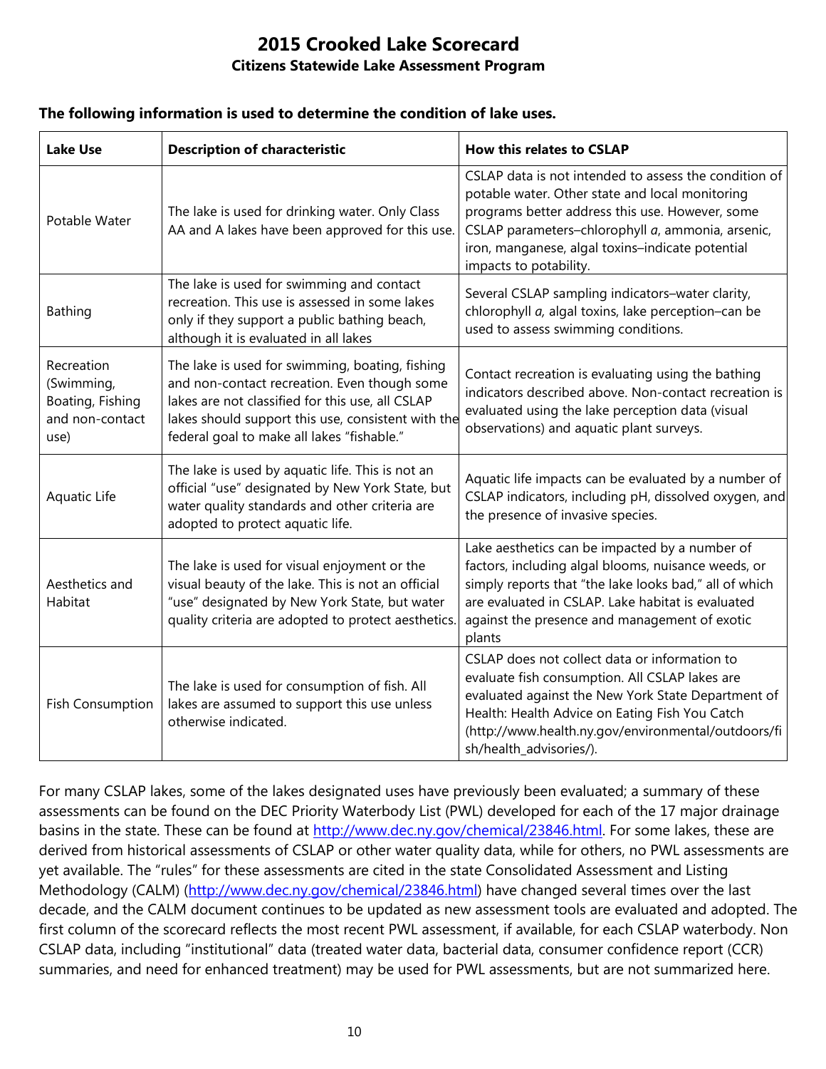# 2015 Crooked Lake Scorecard

## Citizens Statewide Lake Assessment Program

**The following information is used to determine the condition of lake uses.**

| Lake Use | Description of characteristic | How this relates to CSLAP |
|---|---|---|
| Potable Water | The lake is used for drinking water. Only Class AA and A lakes have been approved for this use. | CSLAP data is not intended to assess the condition of potable water. Other state and local monitoring programs better address this use. However, some CSLAP parameters–chlorophyll *a*, ammonia, arsenic, iron, manganese, algal toxins–indicate potential impacts to potability. |
| Bathing | The lake is used for swimming and contact recreation. This use is assessed in some lakes only if they support a public bathing beach, although it is evaluated in all lakes | Several CSLAP sampling indicators–water clarity, chlorophyll *a,* algal toxins, lake perception–can be used to assess swimming conditions. |
| Recreation (Swimming, Boating, Fishing and non-contact use) | The lake is used for swimming, boating, fishing and non-contact recreation. Even though some lakes are not classified for this use, all CSLAP lakes should support this use, consistent with the federal goal to make all lakes "fishable." | Contact recreation is evaluating using the bathing indicators described above. Non-contact recreation is evaluated using the lake perception data (visual observations) and aquatic plant surveys. |
| Aquatic Life | The lake is used by aquatic life. This is not an official "use" designated by New York State, but water quality standards and other criteria are adopted to protect aquatic life. | Aquatic life impacts can be evaluated by a number of CSLAP indicators, including pH, dissolved oxygen, and the presence of invasive species. |
| Aesthetics and Habitat | The lake is used for visual enjoyment or the visual beauty of the lake. This is not an official "use" designated by New York State, but water quality criteria are adopted to protect aesthetics. | Lake aesthetics can be impacted by a number of factors, including algal blooms, nuisance weeds, or simply reports that "the lake looks bad," all of which are evaluated in CSLAP. Lake habitat is evaluated against the presence and management of exotic plants |
| Fish Consumption | The lake is used for consumption of fish. All lakes are assumed to support this use unless otherwise indicated. | CSLAP does not collect data or information to evaluate fish consumption. All CSLAP lakes are evaluated against the New York State Department of Health: Health Advice on Eating Fish You Catch (http://www.health.ny.gov/environmental/outdoors/fish/health_advisories/). |

For many CSLAP lakes, some of the lakes designated uses have previously been evaluated; a summary of these assessments can be found on the DEC Priority Waterbody List (PWL) developed for each of the 17 major drainage basins in the state. These can be found at http://www.dec.ny.gov/chemical/23846.html. For some lakes, these are derived from historical assessments of CSLAP or other water quality data, while for others, no PWL assessments are yet available. The "rules" for these assessments are cited in the state Consolidated Assessment and Listing Methodology (CALM) (http://www.dec.ny.gov/chemical/23846.html) have changed several times over the last decade, and the CALM document continues to be updated as new assessment tools are evaluated and adopted. The first column of the scorecard reflects the most recent PWL assessment, if available, for each CSLAP waterbody. Non CSLAP data, including "institutional" data (treated water data, bacterial data, consumer confidence report (CCR) summaries, and need for enhanced treatment) may be used for PWL assessments, but are not summarized here.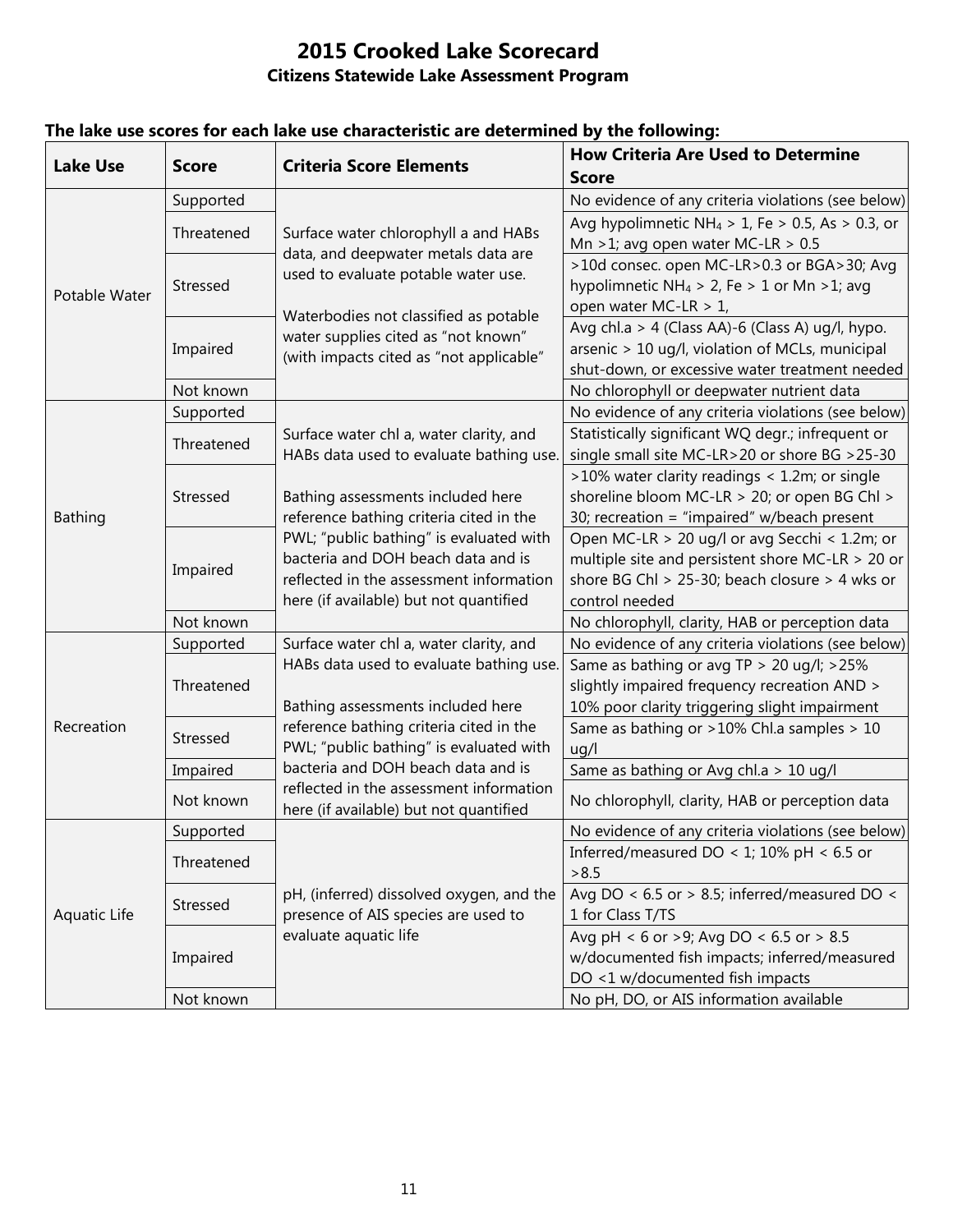# 2015 Crooked Lake Scorecard

## Citizens Statewide Lake Assessment Program

**The lake use scores for each lake use characteristic are determined by the following:**

| Lake Use | Score | Criteria Score Elements | How Criteria Are Used to Determine Score |
|---|---|---|---|
| Potable Water | Supported | Surface water chlorophyll a and HABs data, and deepwater metals data are used to evaluate potable water use. Waterbodies not classified as potable water supplies cited as "not known" (with impacts cited as "not applicable" | No evidence of any criteria violations (see below) |
| | Threatened | | Avg hypolimnetic $NH_4$ > 1, Fe > 0.5, As > 0.3, or Mn >1; avg open water MC-LR > 0.5 |
| | Stressed | | >10d consec. open MC-LR>0.3 or BGA>30; Avg hypolimnetic $NH_4$ > 2, Fe > 1 or Mn >1; avg open water MC-LR > 1, |
| | Impaired | | Avg chl.a > 4 (Class AA)-6 (Class A) ug/l, hypo. arsenic > 10 ug/l, violation of MCLs, municipal shut-down, or excessive water treatment needed |
| | Not known | | No chlorophyll or deepwater nutrient data |
| Bathing | Supported | Surface water chl a, water clarity, and HABs data used to evaluate bathing use. Bathing assessments included here reference bathing criteria cited in the PWL; "public bathing" is evaluated with bacteria and DOH beach data and is reflected in the assessment information here (if available) but not quantified | No evidence of any criteria violations (see below) |
| | Threatened | | Statistically significant WQ degr.; infrequent or single small site MC-LR>20 or shore BG >25-30 |
| | Stressed | | >10% water clarity readings < 1.2m; or single shoreline bloom MC-LR > 20; or open BG Chl > 30; recreation = "impaired" w/beach present |
| | Impaired | | Open MC-LR > 20 ug/l or avg Secchi < 1.2m; or multiple site and persistent shore MC-LR > 20 or shore BG Chl > 25-30; beach closure > 4 wks or control needed |
| | Not known | | No chlorophyll, clarity, HAB or perception data |
| Recreation | Supported | Surface water chl a, water clarity, and HABs data used to evaluate bathing use. Bathing assessments included here reference bathing criteria cited in the PWL; "public bathing" is evaluated with bacteria and DOH beach data and is reflected in the assessment information here (if available) but not quantified | No evidence of any criteria violations (see below) |
| | Threatened | | Same as bathing or avg TP > 20 ug/l; >25% slightly impaired frequency recreation AND > 10% poor clarity triggering slight impairment |
| | Stressed | | Same as bathing or >10% Chl.a samples > 10 ug/l |
| | Impaired | | Same as bathing or Avg chl.a > 10 ug/l |
| | Not known | | No chlorophyll, clarity, HAB or perception data |
| Aquatic Life | Supported | pH, (inferred) dissolved oxygen, and the presence of AIS species are used to evaluate aquatic life | No evidence of any criteria violations (see below) |
| | Threatened | | Inferred/measured DO < 1; 10% pH < 6.5 or >8.5 |
| | Stressed | | Avg DO < 6.5 or > 8.5; inferred/measured DO < 1 for Class T/TS |
| | Impaired | | Avg pH < 6 or >9; Avg DO < 6.5 or > 8.5 w/documented fish impacts; inferred/measured DO <1 w/documented fish impacts |
| | Not known | | No pH, DO, or AIS information available |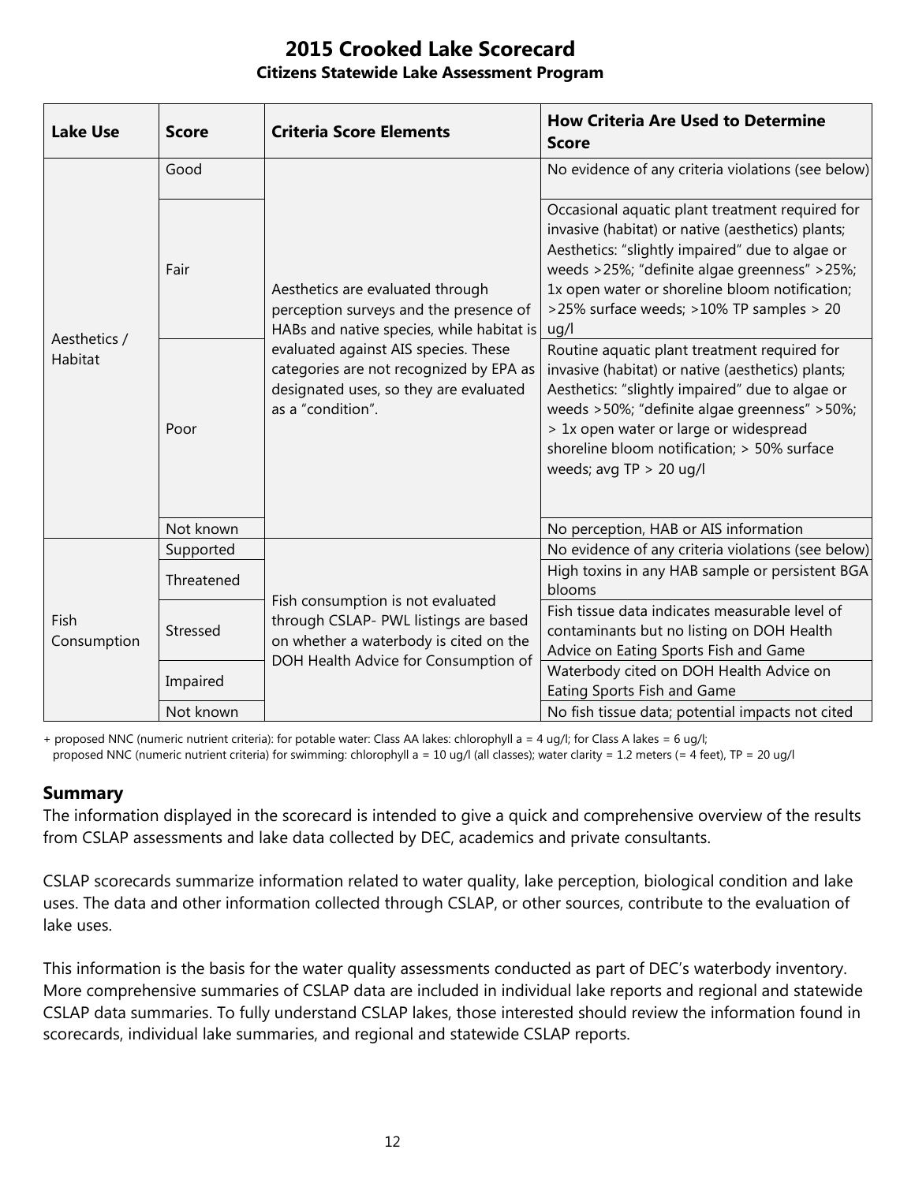# 2015 Crooked Lake Scorecard

**Citizens Statewide Lake Assessment Program**

| Lake Use | Score | Criteria Score Elements | How Criteria Are Used to Determine Score |
|---|---|---|---|
| Aesthetics / Habitat | Good | Aesthetics are evaluated through perception surveys and the presence of HABs and native species, while habitat is evaluated against AIS species. These categories are not recognized by EPA as designated uses, so they are evaluated as a "condition". | No evidence of any criteria violations (see below) |
| | Fair | | Occasional aquatic plant treatment required for invasive (habitat) or native (aesthetics) plants; Aesthetics: "slightly impaired" due to algae or weeds >25%; "definite algae greenness" >25%; 1x open water or shoreline bloom notification; >25% surface weeds; >10% TP samples > 20 ug/l |
| | Poor | | Routine aquatic plant treatment required for invasive (habitat) or native (aesthetics) plants; Aesthetics: "slightly impaired" due to algae or weeds >50%; "definite algae greenness" >50%; > 1x open water or large or widespread shoreline bloom notification; > 50% surface weeds; avg TP > 20 ug/l |
| | Not known | | No perception, HAB or AIS information |
| Fish Consumption | Supported | Fish consumption is not evaluated through CSLAP- PWL listings are based on whether a waterbody is cited on the DOH Health Advice for Consumption of | No evidence of any criteria violations (see below) |
| | Threatened | | High toxins in any HAB sample or persistent BGA blooms |
| | Stressed | | Fish tissue data indicates measurable level of contaminants but no listing on DOH Health Advice on Eating Sports Fish and Game |
| | Impaired | | Waterbody cited on DOH Health Advice on Eating Sports Fish and Game |
| | Not known | | No fish tissue data; potential impacts not cited |

+ proposed NNC (numeric nutrient criteria): for potable water: Class AA lakes: chlorophyll a = 4 ug/l; for Class A lakes = 6 ug/l;
proposed NNC (numeric nutrient criteria) for swimming: chlorophyll a = 10 ug/l (all classes); water clarity = 1.2 meters (= 4 feet), TP = 20 ug/l

## Summary

The information displayed in the scorecard is intended to give a quick and comprehensive overview of the results from CSLAP assessments and lake data collected by DEC, academics and private consultants.

CSLAP scorecards summarize information related to water quality, lake perception, biological condition and lake uses. The data and other information collected through CSLAP, or other sources, contribute to the evaluation of lake uses.

This information is the basis for the water quality assessments conducted as part of DEC's waterbody inventory. More comprehensive summaries of CSLAP data are included in individual lake reports and regional and statewide CSLAP data summaries. To fully understand CSLAP lakes, those interested should review the information found in scorecards, individual lake summaries, and regional and statewide CSLAP reports.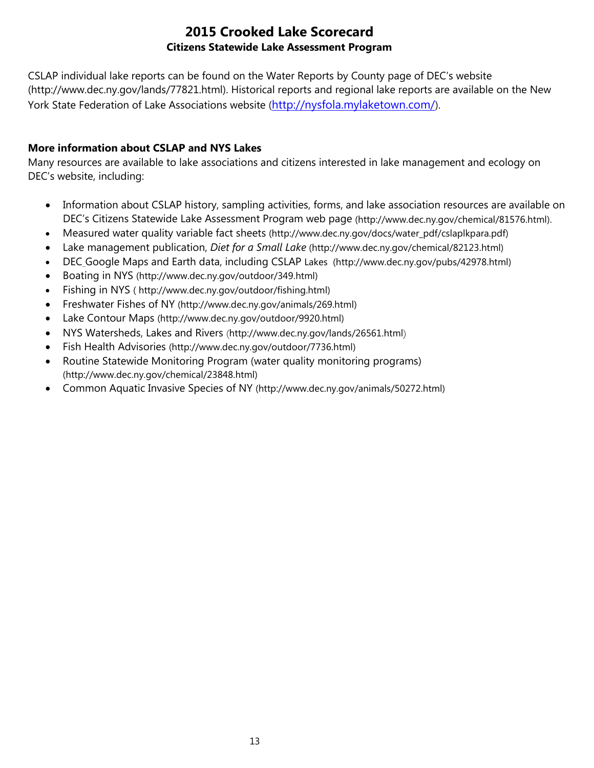# 2015 Crooked Lake Scorecard

### Citizens Statewide Lake Assessment Program

CSLAP individual lake reports can be found on the Water Reports by County page of DEC's website (http://www.dec.ny.gov/lands/77821.html). Historical reports and regional lake reports are available on the New York State Federation of Lake Associations website (http://nysfola.mylaketown.com/).

**More information about CSLAP and NYS Lakes**

Many resources are available to lake associations and citizens interested in lake management and ecology on DEC's website, including:

- Information about CSLAP history, sampling activities, forms, and lake association resources are available on DEC's Citizens Statewide Lake Assessment Program web page (http://www.dec.ny.gov/chemical/81576.html).
- Measured water quality variable fact sheets (http://www.dec.ny.gov/docs/water_pdf/cslaplkpara.pdf)
- Lake management publication, *Diet for a Small Lake* (http://www.dec.ny.gov/chemical/82123.html)
- DEC Google Maps and Earth data, including CSLAP Lakes (http://www.dec.ny.gov/pubs/42978.html)
- Boating in NYS (http://www.dec.ny.gov/outdoor/349.html)
- Fishing in NYS ( http://www.dec.ny.gov/outdoor/fishing.html)
- Freshwater Fishes of NY (http://www.dec.ny.gov/animals/269.html)
- Lake Contour Maps (http://www.dec.ny.gov/outdoor/9920.html)
- NYS Watersheds, Lakes and Rivers (http://www.dec.ny.gov/lands/26561.html)
- Fish Health Advisories (http://www.dec.ny.gov/outdoor/7736.html)
- Routine Statewide Monitoring Program (water quality monitoring programs) (http://www.dec.ny.gov/chemical/23848.html)
- Common Aquatic Invasive Species of NY (http://www.dec.ny.gov/animals/50272.html)